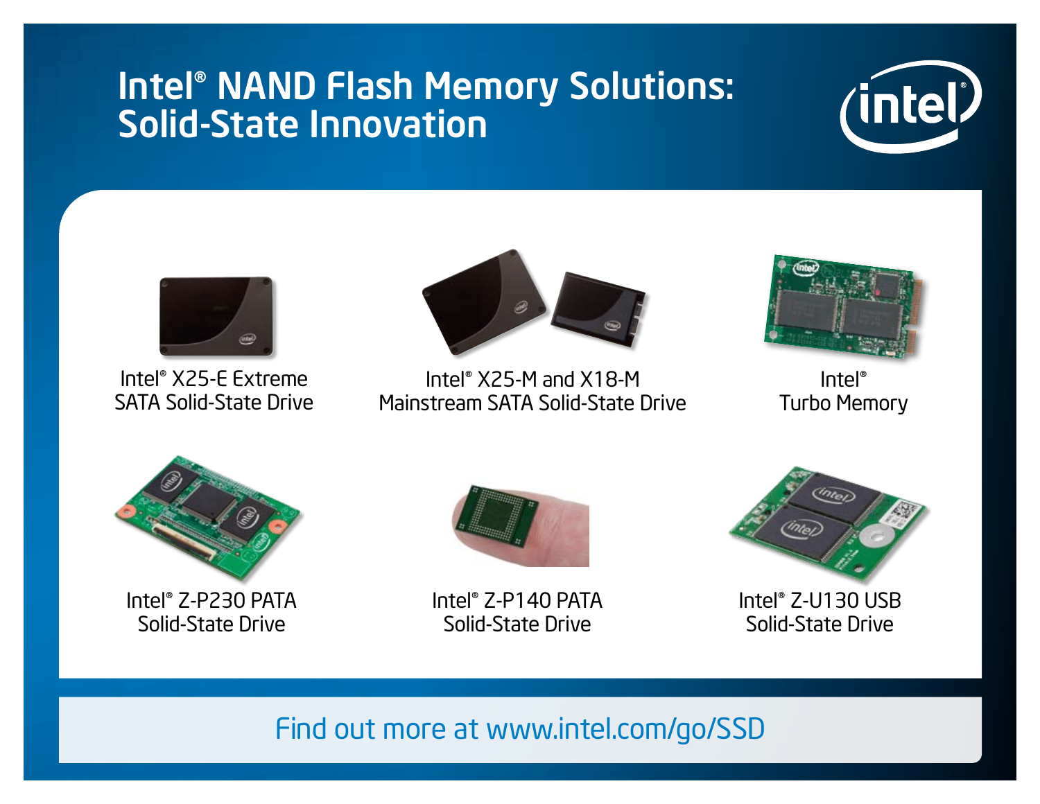# Intel® NAND Flash Memory Solutions: Solid-State Innovation

Intel® X25-E Extreme SATA Solid-State Drive

Intel® X25-M and X18-M Mainstream SATA Solid-State Drive

Intel® Turbo Memory

Intel® Z-P230 PATA Solid-State Drive

Intel® Z-P140 PATA Solid-State Drive

Intel® Z-U130 USB Solid-State Drive

Find out more at www.intel.com/go/SSD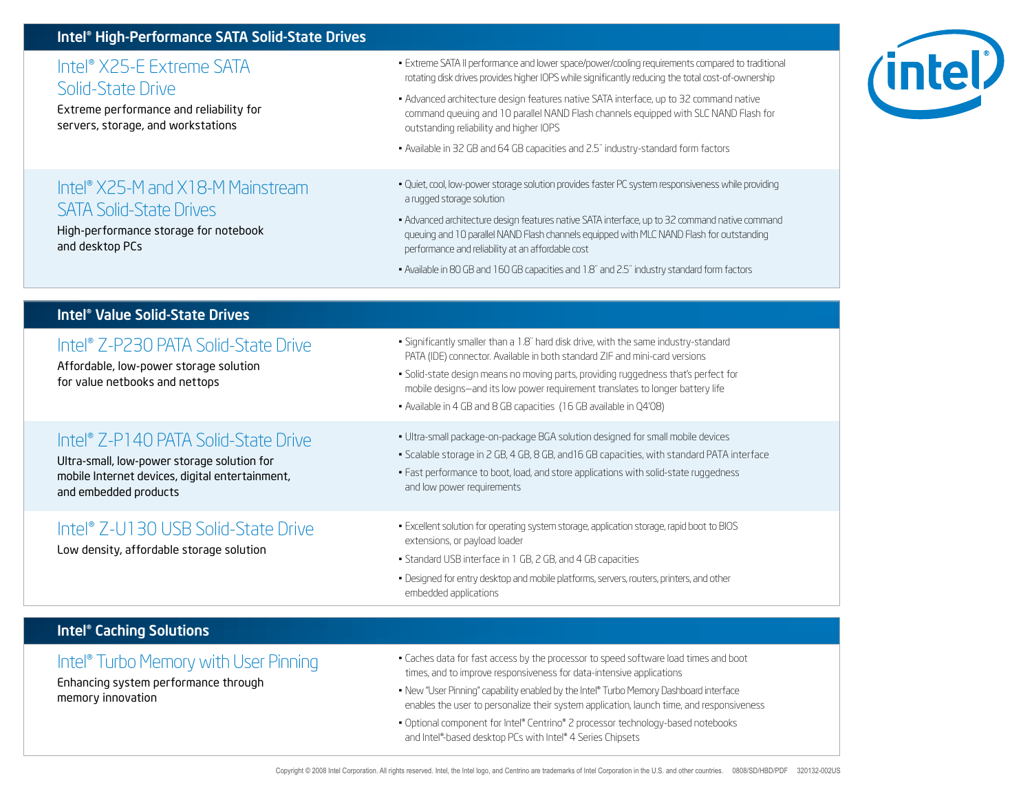## Intel® High-Performance SATA Solid-State Drives

### Intel® X25-E Extreme SATA Solid-State Drive

Extreme performance and reliability for servers, storage, and workstations

- Extreme SATA II performance and lower space/power/cooling requirements compared to traditional rotating disk drives provides higher IOPS while significantly reducing the total cost-of-ownership
- Advanced architecture design features native SATA interface, up to 32 command native command queuing and 10 parallel NAND Flash channels equipped with SLC NAND Flash for outstanding reliability and higher IOPS
- Available in 32 GB and 64 GB capacities and 2.5" industry-standard form factors

### Intel® X25-M and X18-M Mainstream SATA Solid-State Drives

High-performance storage for notebook and desktop PCs

- Quiet, cool, low-power storage solution provides faster PC system responsiveness while providing a rugged storage solution
- Advanced architecture design features native SATA interface, up to 32 command native command queuing and 10 parallel NAND Flash channels equipped with MLC NAND Flash for outstanding performance and reliability at an affordable cost
- Available in 80 GB and 160 GB capacities and 1.8" and 2.5" industry standard form factors

## Intel® Value Solid-State Drives

### Intel® Z-P230 PATA Solid-State Drive

Affordable, low-power storage solution for value netbooks and nettops

- Significantly smaller than a 1.8" hard disk drive, with the same industry-standard PATA (IDE) connector. Available in both standard ZIF and mini-card versions
- Solid-state design means no moving parts, providing ruggedness that's perfect for mobile designs—and its low power requirement translates to longer battery life
- Available in 4 GB and 8 GB capacities (16 GB available in Q4'08)

### Intel® Z-P140 PATA Solid-State Drive

Ultra-small, low-power storage solution for mobile Internet devices, digital entertainment, and embedded products

- Ultra-small package-on-package BGA solution designed for small mobile devices
- Scalable storage in 2 GB, 4 GB, 8 GB, and16 GB capacities, with standard PATA interface
- Fast performance to boot, load, and store applications with solid-state ruggedness and low power requirements

### Intel® Z-U130 USB Solid-State Drive

Low density, affordable storage solution

- Excellent solution for operating system storage, application storage, rapid boot to BIOS extensions, or payload loader
- Standard USB interface in 1 GB, 2 GB, and 4 GB capacities
- Designed for entry desktop and mobile platforms, servers, routers, printers, and other embedded applications

## Intel® Caching Solutions

### Intel® Turbo Memory with User Pinning

Enhancing system performance through memory innovation

- Caches data for fast access by the processor to speed software load times and boot times, and to improve responsiveness for data-intensive applications
- New "User Pinning" capability enabled by the Intel® Turbo Memory Dashboard interface enables the user to personalize their system application, launch time, and responsiveness
- Optional component for Intel® Centrino® 2 processor technology-based notebooks and Intel®-based desktop PCs with Intel® 4 Series Chipsets

Copyright © 2008 Intel Corporation. All rights reserved. Intel, the Intel logo, and Centrino are trademarks of Intel Corporation in the U.S. and other countries. 0808/SD/HBD/PDF 320132-002US